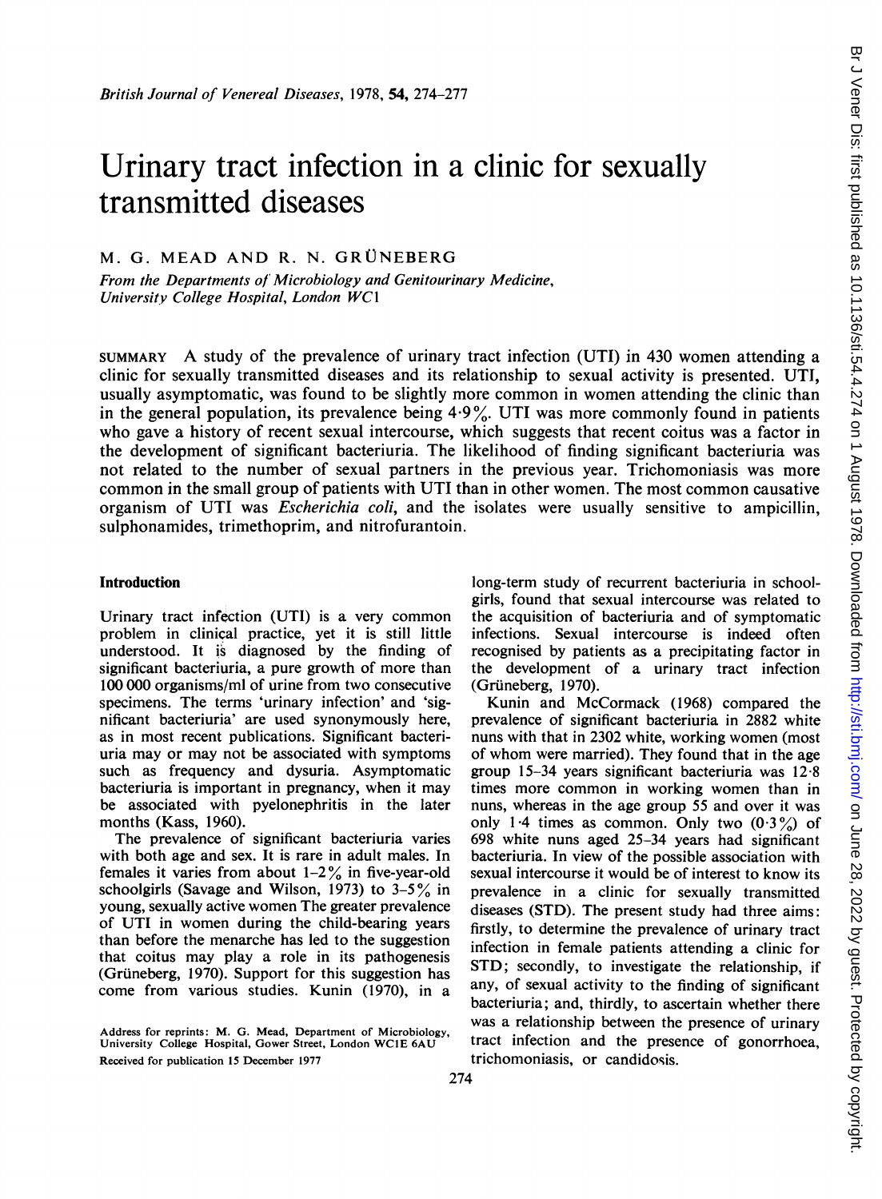# Urinary tract infection in a clinic for sexually transmitted diseases

M. G. MEAD AND R. N. GRÜNEBERG

*From the Departments of Microbiology and Genitourinary Medicine, University College Hospital, London WC1*

SUMMARY A study of the prevalence of urinary tract infection (UTI) in 430 women attending a clinic for sexually transmitted diseases and its relationship to sexual activity is presented. UTI, usually asymptomatic, was found to be slightly more common in women attending the clinic than in the general population, its prevalence being 4·9%. UTI was more commonly found in patients who gave a history of recent sexual intercourse, which suggests that recent coitus was a factor in the development of significant bacteriuria. The likelihood of finding significant bacteriuria was not related to the number of sexual partners in the previous year. Trichomoniasis was more common in the small group of patients with UTI than in other women. The most common causative organism of UTI was *Escherichia coli*, and the isolates were usually sensitive to ampicillin, sulphonamides, trimethoprim, and nitrofurantoin.

## Introduction

Urinary tract infection (UTI) is a very common problem in clinical practice, yet it is still little understood. It is diagnosed by the finding of significant bacteriuria, a pure growth of more than 100 000 organisms/ml of urine from two consecutive specimens. The terms 'urinary infection' and 'significant bacteriuria' are used synonymously here, as in most recent publications. Significant bacteriuria may or may not be associated with symptoms such as frequency and dysuria. Asymptomatic bacteriuria is important in pregnancy, when it may be associated with pyelonephritis in the later months (Kass, 1960).

The prevalence of significant bacteriuria varies with both age and sex. It is rare in adult males. In females it varies from about 1–2% in five-year-old schoolgirls (Savage and Wilson, 1973) to 3–5% in young, sexually active women The greater prevalence of UTI in women during the child-bearing years than before the menarche has led to the suggestion that coitus may play a role in its pathogenesis (Grüneberg, 1970). Support for this suggestion has come from various studies. Kunin (1970), in a long-term study of recurrent bacteriuria in schoolgirls, found that sexual intercourse was related to the acquisition of bacteriuria and of symptomatic infections. Sexual intercourse is indeed often recognised by patients as a precipitating factor in the development of a urinary tract infection (Grüneberg, 1970).

Kunin and McCormack (1968) compared the prevalence of significant bacteriuria in 2882 white nuns with that in 2302 white, working women (most of whom were married). They found that in the age group 15–34 years significant bacteriuria was 12·8 times more common in working women than in nuns, whereas in the age group 55 and over it was only 1·4 times as common. Only two (0·3%) of 698 white nuns aged 25–34 years had significant bacteriuria. In view of the possible association with sexual intercourse it would be of interest to know its prevalence in a clinic for sexually transmitted diseases (STD). The present study had three aims: firstly, to determine the prevalence of urinary tract infection in female patients attending a clinic for STD; secondly, to investigate the relationship, if any, of sexual activity to the finding of significant bacteriuria; and, thirdly, to ascertain whether there was a relationship between the presence of urinary tract infection and the presence of gonorrhoea, trichomoniasis, or candidosis.

Address for reprints: M. G. Mead, Department of Microbiology, University College Hospital, Gower Street, London WC1E 6AU

Received for publication 15 December 1977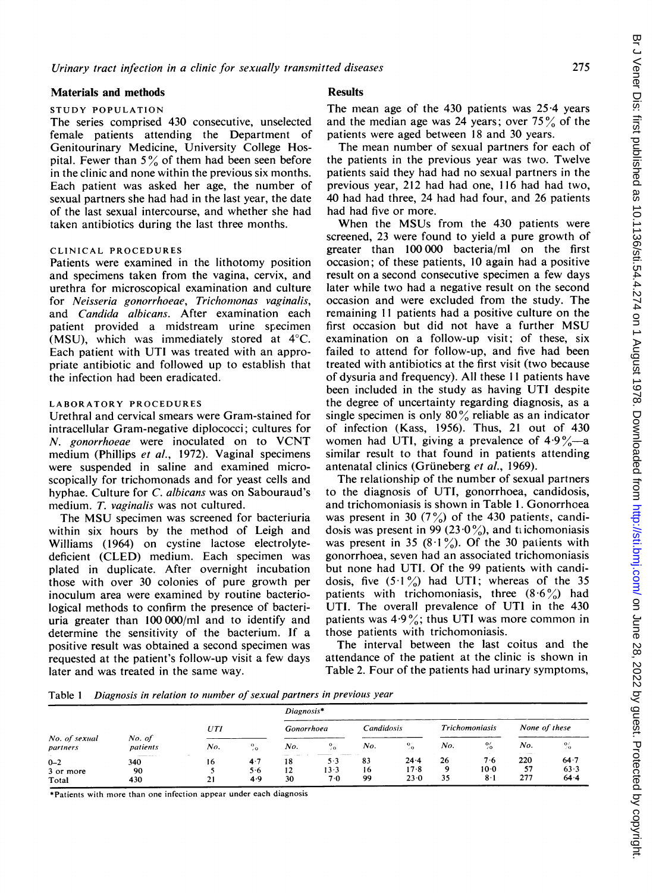## Materials and methods

### STUDY POPULATION

The series comprised 430 consecutive, unselected female patients attending the Department of Genitourinary Medicine, University College Hospital. Fewer than 5% of them had been seen before in the clinic and none within the previous six months. Each patient was asked her age, the number of sexual partners she had had in the last year, the date of the last sexual intercourse, and whether she had taken antibiotics during the last three months.

### CLINICAL PROCEDURES

Patients were examined in the lithotomy position and specimens taken from the vagina, cervix, and urethra for microscopical examination and culture for *Neisseria gonorrhoeae*, *Trichomonas vaginalis*, and *Candida albicans*. After examination each patient provided a midstream urine specimen (MSU), which was immediately stored at 4°C. Each patient with UTI was treated with an appropriate antibiotic and followed up to establish that the infection had been eradicated.

### LABORATORY PROCEDURES

Urethral and cervical smears were Gram-stained for intracellular Gram-negative diplococci; cultures for *N. gonorrhoeae* were inoculated on to VCNT medium (Phillips *et al.*, 1972). Vaginal specimens were suspended in saline and examined microscopically for trichomonads and for yeast cells and hyphae. Culture for *C. albicans* was on Sabouraud's medium. *T. vaginalis* was not cultured.

The MSU specimen was screened for bacteriuria within six hours by the method of Leigh and Williams (1964) on cystine lactose electrolyte-deficient (CLED) medium. Each specimen was plated in duplicate. After overnight incubation those with over 30 colonies of pure growth per inoculum area were examined by routine bacteriological methods to confirm the presence of bacteriuria greater than 100 000/ml and to identify and determine the sensitivity of the bacterium. If a positive result was obtained a second specimen was requested at the patient's follow-up visit a few days later and was treated in the same way.

## Results

The mean age of the 430 patients was 25·4 years and the median age was 24 years; over 75% of the patients were aged between 18 and 30 years.

The mean number of sexual partners for each of the patients in the previous year was two. Twelve patients said they had had no sexual partners in the previous year, 212 had had one, 116 had had two, 40 had had three, 24 had had four, and 26 patients had had five or more.

When the MSUs from the 430 patients were screened, 23 were found to yield a pure growth of greater than 100 000 bacteria/ml on the first occasion; of these patients, 10 again had a positive result on a second consecutive specimen a few days later while two had a negative result on the second occasion and were excluded from the study. The remaining 11 patients had a positive culture on the first occasion but did not have a further MSU examination on a follow-up visit; of these, six failed to attend for follow-up, and five had been treated with antibiotics at the first visit (two because of dysuria and frequency). All these 11 patients have been included in the study as having UTI despite the degree of uncertainty regarding diagnosis, as a single specimen is only 80% reliable as an indicator of infection (Kass, 1956). Thus, 21 out of 430 women had UTI, giving a prevalence of 4·9%—a similar result to that found in patients attending antenatal clinics (Grüneberg *et al.*, 1969).

The relationship of the number of sexual partners to the diagnosis of UTI, gonorrhoea, candidosis, and trichomoniasis is shown in Table 1. Gonorrhoea was present in 30 (7%) of the 430 patients, candidosis was present in 99 (23·0%), and trichomoniasis was present in 35 (8·1%). Of the 30 patients with gonorrhoea, seven had an associated trichomoniasis but none had UTI. Of the 99 patients with candidosis, five (5·1%) had UTI; whereas of the 35 patients with trichomoniasis, three (8·6%) had UTI. The overall prevalence of UTI in the 430 patients was 4·9%; thus UTI was more common in those patients with trichomoniasis.

The interval between the last coitus and the attendance of the patient at the clinic is shown in Table 2. Four of the patients had urinary symptoms,

Table 1 *Diagnosis in relation to number of sexual partners in previous year*

| No. of sexual partners | No. of patients | Diagnosis* | | | | | | | | | |
|---|---|---|---|---|---|---|---|---|---|---|---|
| | | UTI | | Gonorrhoea | | Candidosis | | Trichomoniasis | | None of these | |
| | | No. | % | No. | % | No. | % | No. | % | No. | % |
| 0–2 | 340 | 16 | 4·7 | 18 | 5·3 | 83 | 24·4 | 26 | 7·6 | 220 | 64·7 |
| 3 or more | 90 | 5 | 5·6 | 12 | 13·3 | 16 | 17·8 | 9 | 10·0 | 57 | 63·3 |
| Total | 430 | 21 | 4·9 | 30 | 7·0 | 99 | 23·0 | 35 | 8·1 | 277 | 64·4 |

*Patients with more than one infection appear under each diagnosis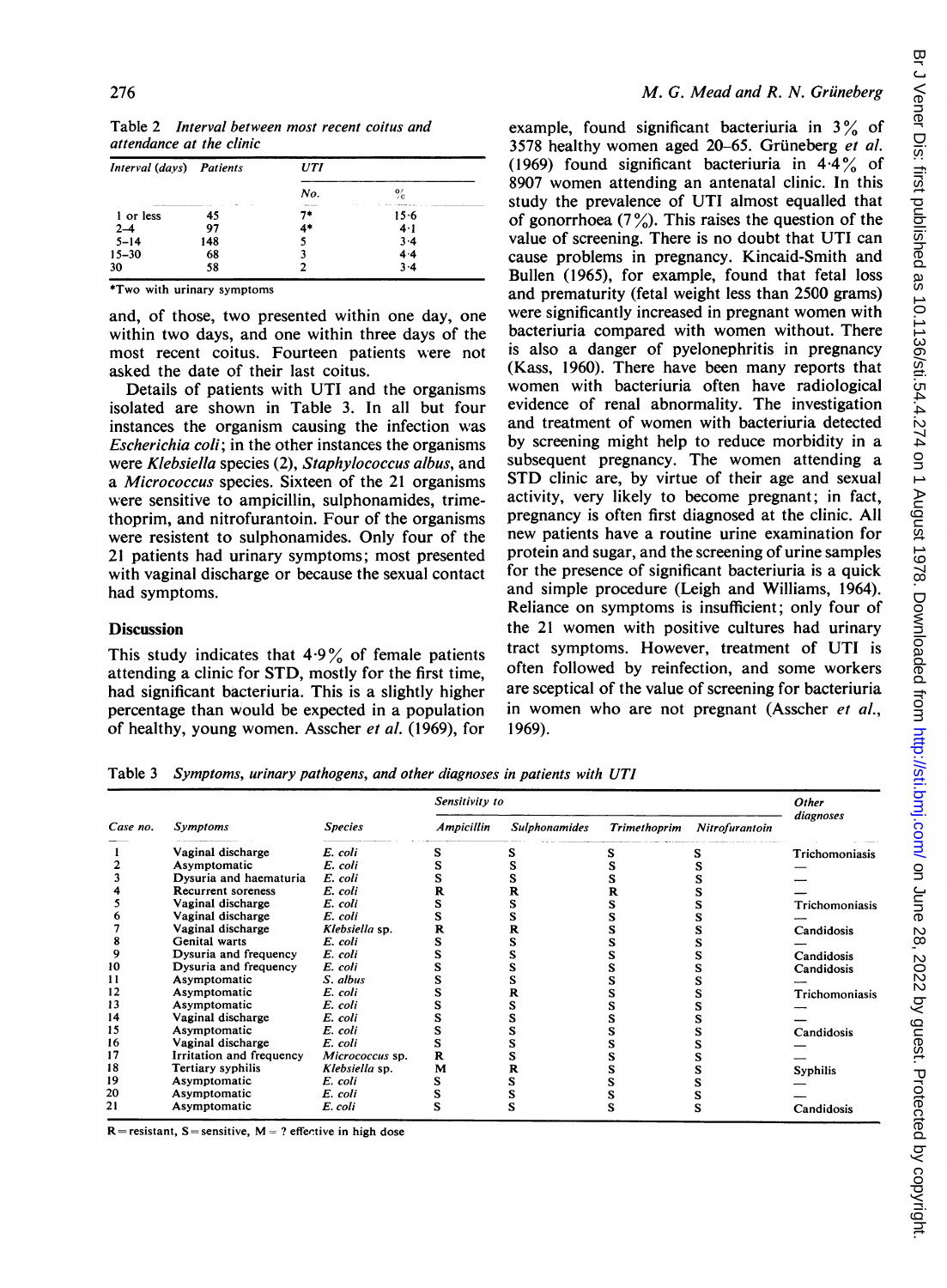Table 2 *Interval between most recent coitus and attendance at the clinic*

| Interval (days) | Patients | UTI | |
|---|---|---|---|
| | | No. | % |
| 1 or less | 45 | 7* | 15·6 |
| 2–4 | 97 | 4* | 4·1 |
| 5–14 | 148 | 5 | 3·4 |
| 15–30 | 68 | 3 | 4·4 |
| 30 | 58 | 2 | 3·4 |

*Two with urinary symptoms

and, of those, two presented within one day, one within two days, and one within three days of the most recent coitus. Fourteen patients were not asked the date of their last coitus.

Details of patients with UTI and the organisms isolated are shown in Table 3. In all but four instances the organism causing the infection was *Escherichia coli*; in the other instances the organisms were *Klebsiella* species (2), *Staphylococcus albus*, and a *Micrococcus* species. Sixteen of the 21 organisms were sensitive to ampicillin, sulphonamides, trimethoprim, and nitrofurantoin. Four of the organisms were resistent to sulphonamides. Only four of the 21 patients had urinary symptoms; most presented with vaginal discharge or because the sexual contact had symptoms.

## Discussion

This study indicates that 4·9% of female patients attending a clinic for STD, mostly for the first time, had significant bacteriuria. This is a slightly higher percentage than would be expected in a population of healthy, young women. Asscher *et al.* (1969), for example, found significant bacteriuria in 3% of 3578 healthy women aged 20–65. Grüneberg *et al.* (1969) found significant bacteriuria in 4·4% of 8907 women attending an antenatal clinic. In this study the prevalence of UTI almost equalled that of gonorrhoea (7%). This raises the question of the value of screening. There is no doubt that UTI can cause problems in pregnancy. Kincaid-Smith and Bullen (1965), for example, found that fetal loss and prematurity (fetal weight less than 2500 grams) were significantly increased in pregnant women with bacteriuria compared with women without. There is also a danger of pyelonephritis in pregnancy (Kass, 1960). There have been many reports that women with bacteriuria often have radiological evidence of renal abnormality. The investigation and treatment of women with bacteriuria detected by screening might help to reduce morbidity in a subsequent pregnancy. The women attending a STD clinic are, by virtue of their age and sexual activity, very likely to become pregnant; in fact, pregnancy is often first diagnosed at the clinic. All new patients have a routine urine examination for protein and sugar, and the screening of urine samples for the presence of significant bacteriuria is a quick and simple procedure (Leigh and Williams, 1964). Reliance on symptoms is insufficient; only four of the 21 women with positive cultures had urinary tract symptoms. However, treatment of UTI is often followed by reinfection, and some workers are sceptical of the value of screening for bacteriuria in women who are not pregnant (Asscher *et al.*, 1969).

Table 3 *Symptoms, urinary pathogens, and other diagnoses in patients with UTI*

| Case no. | Symptoms | Species | Sensitivity to | | | | Other diagnoses |
|---|---|---|---|---|---|---|---|
| | | | Ampicillin | Sulphonamides | Trimethoprim | Nitrofurantoin | |
| 1 | Vaginal discharge | *E. coli* | S | S | S | S | Trichomoniasis |
| 2 | Asymptomatic | *E. coli* | S | S | S | S | — |
| 3 | Dysuria and haematuria | *E. coli* | S | S | S | S | — |
| 4 | Recurrent soreness | *E. coli* | R | R | R | S | — |
| 5 | Vaginal discharge | *E. coli* | S | S | S | S | Trichomoniasis |
| 6 | Vaginal discharge | *E. coli* | S | S | S | S | — |
| 7 | Vaginal discharge | *Klebsiella* sp. | R | R | S | S | Candidosis |
| 8 | Genital warts | *E. coli* | S | S | S | S | — |
| 9 | Dysuria and frequency | *E. coli* | S | S | S | S | Candidosis |
| 10 | Dysuria and frequency | *E. coli* | S | S | S | S | Candidosis |
| 11 | Asymptomatic | *S. albus* | S | S | S | S | — |
| 12 | Asymptomatic | *E. coli* | S | R | S | S | Trichomoniasis |
| 13 | Asymptomatic | *E. coli* | S | S | S | S | — |
| 14 | Vaginal discharge | *E. coli* | S | S | S | S | — |
| 15 | Asymptomatic | *E. coli* | S | S | S | S | Candidosis |
| 16 | Vaginal discharge | *E. coli* | S | S | S | S | — |
| 17 | Irritation and frequency | *Micrococcus* sp. | R | S | S | S | — |
| 18 | Tertiary syphilis | *Klebsiella* sp. | M | R | S | S | Syphilis |
| 19 | Asymptomatic | *E. coli* | S | S | S | S | — |
| 20 | Asymptomatic | *E. coli* | S | S | S | S | — |
| 21 | Asymptomatic | *E. coli* | S | S | S | S | Candidosis |

R = resistant, S = sensitive, M = ? effective in high dose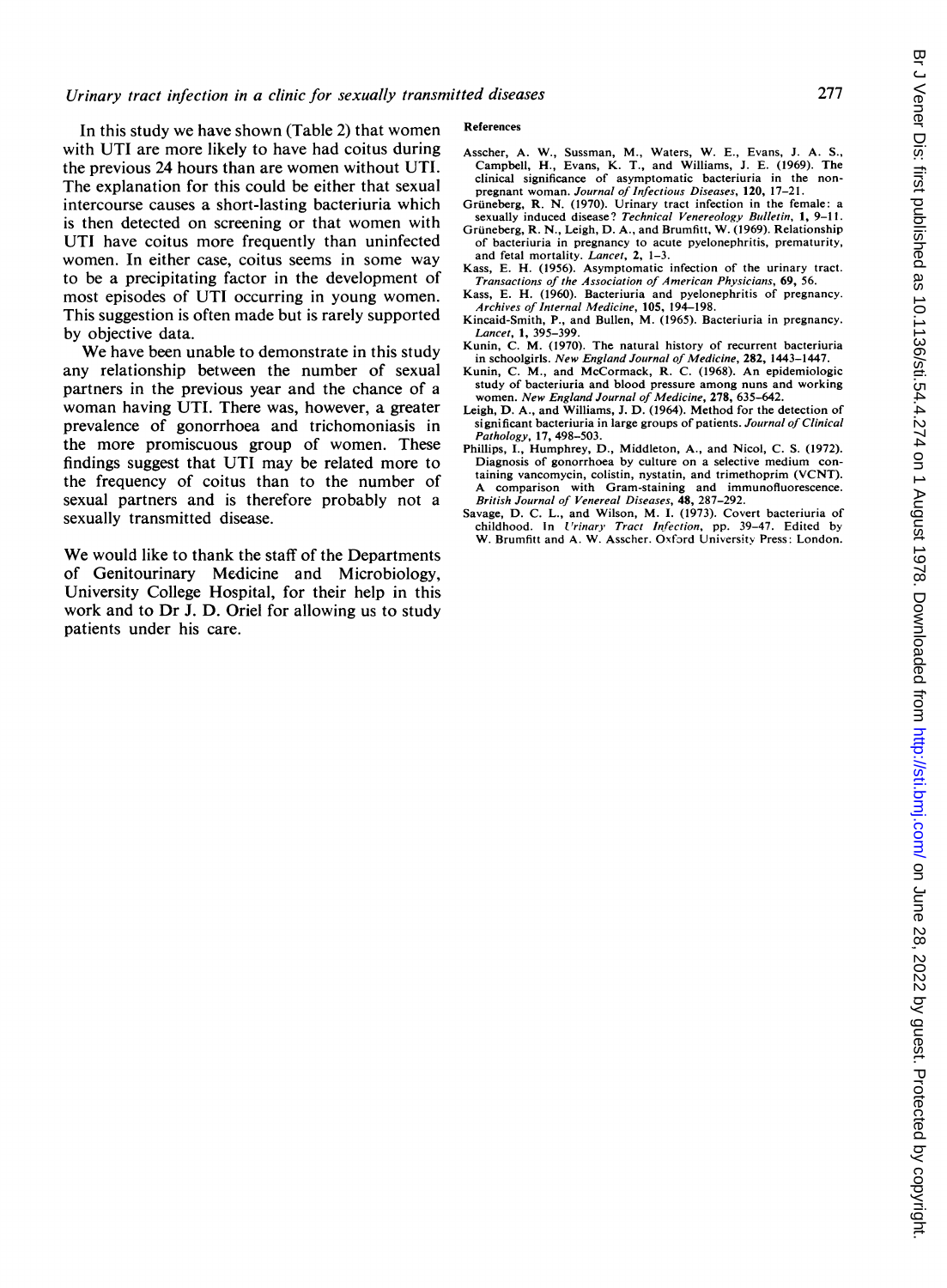In this study we have shown (Table 2) that women with UTI are more likely to have had coitus during the previous 24 hours than are women without UTI. The explanation for this could be either that sexual intercourse causes a short-lasting bacteriuria which is then detected on screening or that women with UTI have coitus more frequently than uninfected women. In either case, coitus seems in some way to be a precipitating factor in the development of most episodes of UTI occurring in young women. This suggestion is often made but is rarely supported by objective data.

We have been unable to demonstrate in this study any relationship between the number of sexual partners in the previous year and the chance of a woman having UTI. There was, however, a greater prevalence of gonorrhoea and trichomoniasis in the more promiscuous group of women. These findings suggest that UTI may be related more to the frequency of coitus than to the number of sexual partners and is therefore probably not a sexually transmitted disease.

We would like to thank the staff of the Departments of Genitourinary Medicine and Microbiology, University College Hospital, for their help in this work and to Dr J. D. Oriel for allowing us to study patients under his care.

## References

Asscher, A. W., Sussman, M., Waters, W. E., Evans, J. A. S., Campbell, H., Evans, K. T., and Williams, J. E. (1969). The clinical significance of asymptomatic bacteriuria in the non-pregnant woman. *Journal of Infectious Diseases*, **120**, 17–21.

Grüneberg, R. N. (1970). Urinary tract infection in the female: a sexually induced disease? *Technical Venereology Bulletin*, **1**, 9–11.

Grüneberg, R. N., Leigh, D. A., and Brumfitt, W. (1969). Relationship of bacteriuria in pregnancy to acute pyelonephritis, prematurity, and fetal mortality. *Lancet*, **2**, 1–3.

Kass, E. H. (1956). Asymptomatic infection of the urinary tract. *Transactions of the Association of American Physicians*, **69**, 56.

Kass, E. H. (1960). Bacteriuria and pyelonephritis of pregnancy. *Archives of Internal Medicine*, **105**, 194–198.

Kincaid-Smith, P., and Bullen, M. (1965). Bacteriuria in pregnancy. *Lancet*, **1**, 395–399.

Kunin, C. M. (1970). The natural history of recurrent bacteriuria in schoolgirls. *New England Journal of Medicine*, **282**, 1443–1447.

Kunin, C. M., and McCormack, R. C. (1968). An epidemiologic study of bacteriuria and blood pressure among nuns and working women. *New England Journal of Medicine*, **278**, 635–642.

Leigh, D. A., and Williams, J. D. (1964). Method for the detection of significant bacteriuria in large groups of patients. *Journal of Clinical Pathology*, **17**, 498–503.

Phillips, I., Humphrey, D., Middleton, A., and Nicol, C. S. (1972). Diagnosis of gonorrhoea by culture on a selective medium containing vancomycin, colistin, nystatin, and trimethoprim (VCNT). A comparison with Gram-staining and immunofluorescence. *British Journal of Venereal Diseases*, **48**, 287–292.

Savage, D. C. L., and Wilson, M. I. (1973). Covert bacteriuria of childhood. In *Urinary Tract Infection*, pp. 39–47. Edited by W. Brumfitt and A. W. Asscher. Oxford University Press: London.